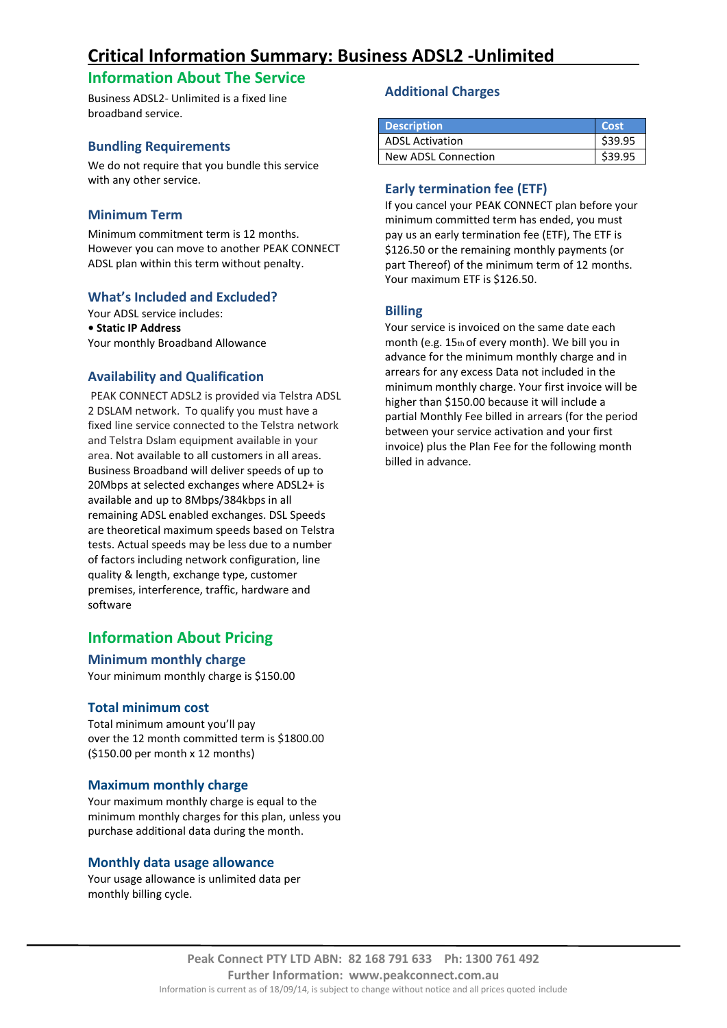# Critical Information Summary: Business ADSL2 -Unlimited

## Information About The Service

Business ADSL2- Unlimited is a fixed line broadband service.

### Bundling Requirements

We do not require that you bundle this service with any other service.

### Minimum Term

Minimum commitment term is 12 months. However you can move to another PEAK CONNECT ADSL plan within this term without penalty.

### What's Included and Excluded?

Your ADSL service includes:

- **Static IP Address**

Your monthly Broadband Allowance

### Availability and Qualification

PEAK CONNECT ADSL2 is provided via Telstra ADSL 2 DSLAM network. To qualify you must have a fixed line service connected to the Telstra network and Telstra Dslam equipment available in your area. Not available to all customers in all areas. Business Broadband will deliver speeds of up to 20Mbps at selected exchanges where ADSL2+ is available and up to 8Mbps/384kbps in all remaining ADSL enabled exchanges. DSL Speeds are theoretical maximum speeds based on Telstra tests. Actual speeds may be less due to a number of factors including network configuration, line quality & length, exchange type, customer premises, interference, traffic, hardware and software

## Information About Pricing

### Minimum monthly charge

Your minimum monthly charge is $150.00

### Total minimum cost

Total minimum amount you'll pay over the 12 month committed term is $1800.00 ($150.00 per month x 12 months)

### Maximum monthly charge

Your maximum monthly charge is equal to the minimum monthly charges for this plan, unless you purchase additional data during the month.

### Monthly data usage allowance

Your usage allowance is unlimited data per monthly billing cycle.

### Additional Charges

| Description | Cost |
|---|---|
| ADSL Activation | $39.95 |
| New ADSL Connection | $39.95 |

### Early termination fee (ETF)

If you cancel your PEAK CONNECT plan before your minimum committed term has ended, you must pay us an early termination fee (ETF), The ETF is $126.50 or the remaining monthly payments (or part Thereof) of the minimum term of 12 months. Your maximum ETF is $126.50.

### Billing

Your service is invoiced on the same date each month (e.g. 15th of every month). We bill you in advance for the minimum monthly charge and in arrears for any excess Data not included in the minimum monthly charge. Your first invoice will be higher than $150.00 because it will include a partial Monthly Fee billed in arrears (for the period between your service activation and your first invoice) plus the Plan Fee for the following month billed in advance.

**Peak Connect PTY LTD ABN: 82 168 791 633 Ph: 1300 761 492**

**Further Information: www.peakconnect.com.au**

Information is current as of 18/09/14, is subject to change without notice and all prices quoted include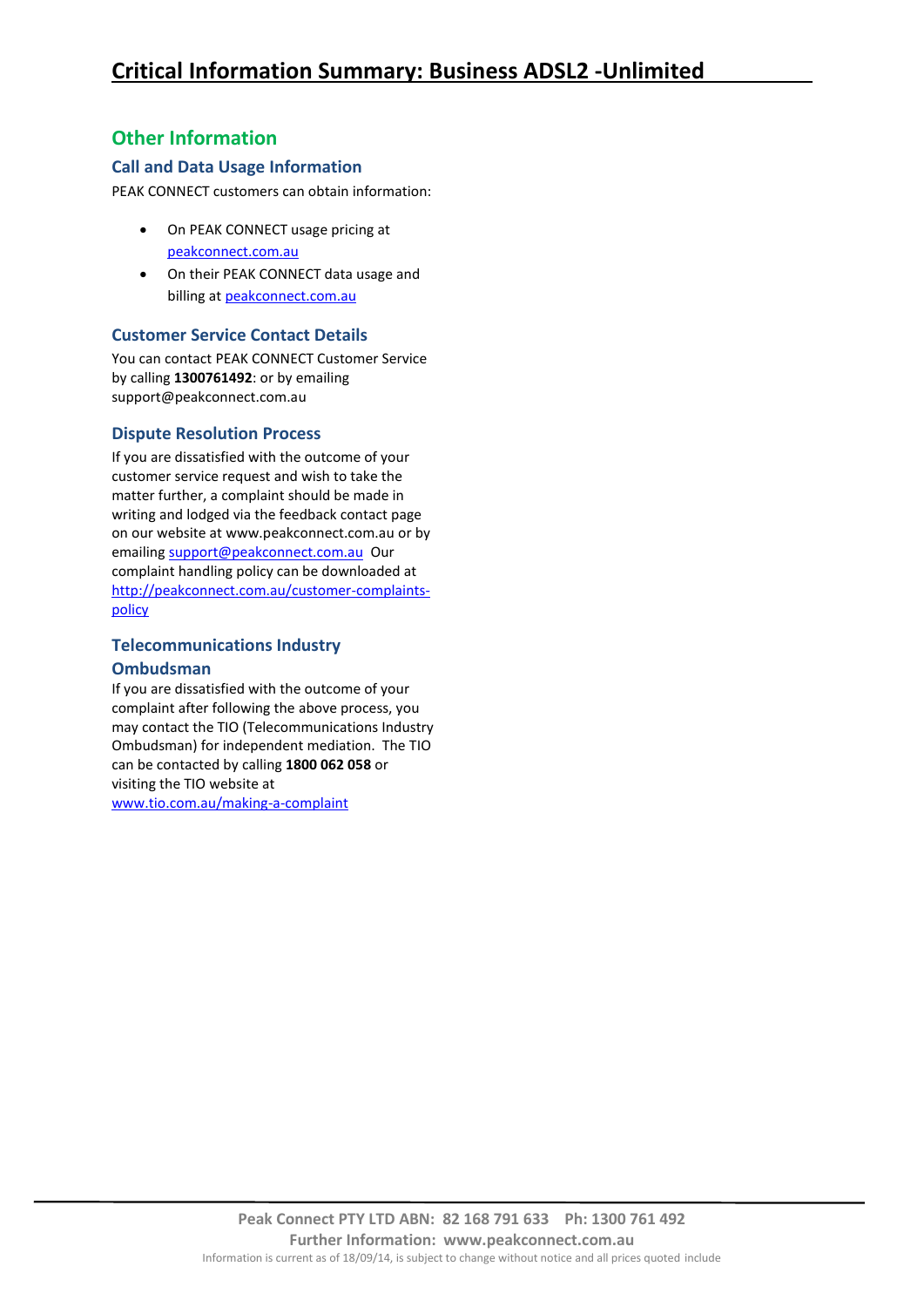# Critical Information Summary: Business ADSL2 -Unlimited

## Other Information

### Call and Data Usage Information

PEAK CONNECT customers can obtain information:

- On PEAK CONNECT usage pricing at peakconnect.com.au
- On their PEAK CONNECT data usage and billing at peakconnect.com.au

### Customer Service Contact Details

You can contact PEAK CONNECT Customer Service by calling **1300761492**: or by emailing support@peakconnect.com.au

### Dispute Resolution Process

If you are dissatisfied with the outcome of your customer service request and wish to take the matter further, a complaint should be made in writing and lodged via the feedback contact page on our website at www.peakconnect.com.au or by emailing support@peakconnect.com.au Our complaint handling policy can be downloaded at http://peakconnect.com.au/customer-complaints-policy

### Telecommunications Industry Ombudsman

If you are dissatisfied with the outcome of your complaint after following the above process, you may contact the TIO (Telecommunications Industry Ombudsman) for independent mediation. The TIO can be contacted by calling **1800 062 058** or visiting the TIO website at www.tio.com.au/making-a-complaint

**Peak Connect PTY LTD ABN: 82 168 791 633 Ph: 1300 761 492**

**Further Information: www.peakconnect.com.au**

Information is current as of 18/09/14, is subject to change without notice and all prices quoted include